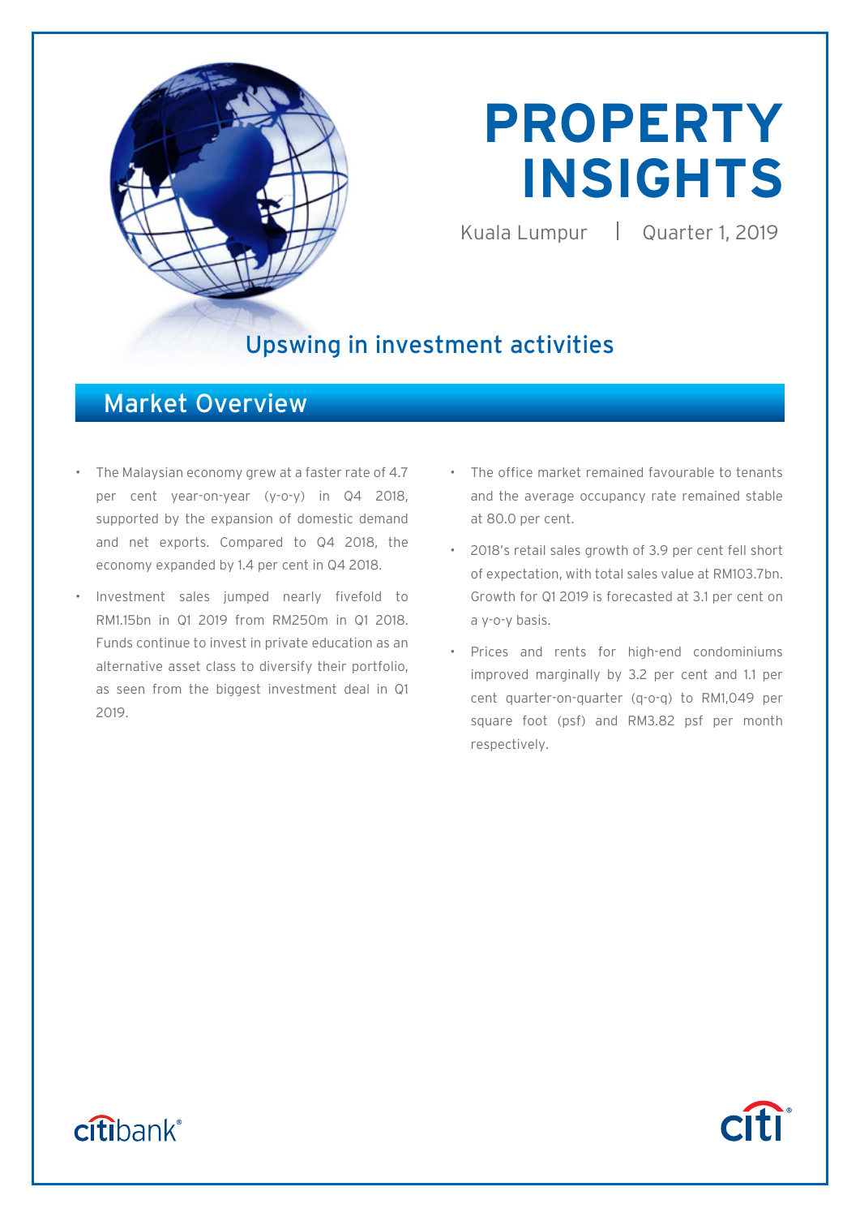# PROPERTY INSIGHTS

Kuala Lumpur | Quarter 1, 2019

## Upswing in investment activities

## Market Overview

- The Malaysian economy grew at a faster rate of 4.7 per cent year-on-year (y-o-y) in Q4 2018, supported by the expansion of domestic demand and net exports. Compared to Q4 2018, the economy expanded by 1.4 per cent in Q4 2018.
- Investment sales jumped nearly fivefold to RM1.15bn in Q1 2019 from RM250m in Q1 2018. Funds continue to invest in private education as an alternative asset class to diversify their portfolio, as seen from the biggest investment deal in Q1 2019.
- The office market remained favourable to tenants and the average occupancy rate remained stable at 80.0 per cent.
- 2018's retail sales growth of 3.9 per cent fell short of expectation, with total sales value at RM103.7bn. Growth for Q1 2019 is forecasted at 3.1 per cent on a y-o-y basis.
- Prices and rents for high-end condominiums improved marginally by 3.2 per cent and 1.1 per cent quarter-on-quarter (q-o-q) to RM1,049 per square foot (psf) and RM3.82 psf per month respectively.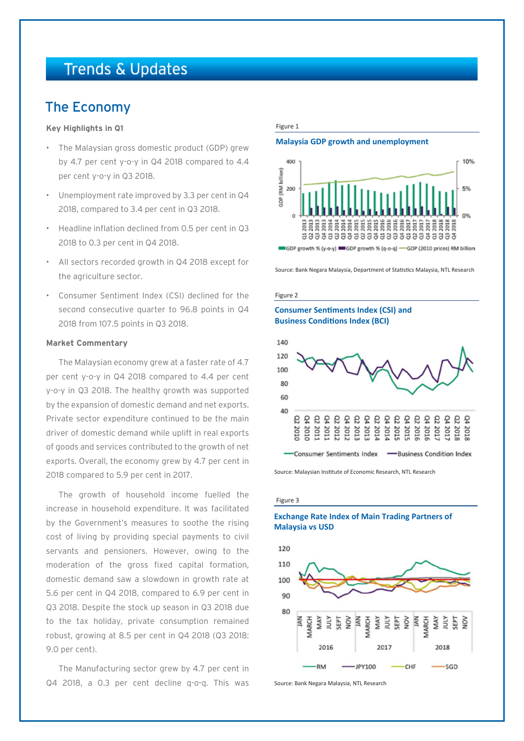# Trends & Updates

## The Economy

**Key Highlights in Q1**

- The Malaysian gross domestic product (GDP) grew by 4.7 per cent y-o-y in Q4 2018 compared to 4.4 per cent y-o-y in Q3 2018.
- Unemployment rate improved by 3.3 per cent in Q4 2018, compared to 3.4 per cent in Q3 2018.
- Headline inflation declined from 0.5 per cent in Q3 2018 to 0.3 per cent in Q4 2018.
- All sectors recorded growth in Q4 2018 except for the agriculture sector.
- Consumer Sentiment Index (CSI) declined for the second consecutive quarter to 96.8 points in Q4 2018 from 107.5 points in Q3 2018.

**Market Commentary**

The Malaysian economy grew at a faster rate of 4.7 per cent y-o-y in Q4 2018 compared to 4.4 per cent y-o-y in Q3 2018. The healthy growth was supported by the expansion of domestic demand and net exports. Private sector expenditure continued to be the main driver of domestic demand while uplift in real exports of goods and services contributed to the growth of net exports. Overall, the economy grew by 4.7 per cent in 2018 compared to 5.9 per cent in 2017.

The growth of household income fuelled the increase in household expenditure. It was facilitated by the Government's measures to soothe the rising cost of living by providing special payments to civil servants and pensioners. However, owing to the moderation of the gross fixed capital formation, domestic demand saw a slowdown in growth rate at 5.6 per cent in Q4 2018, compared to 6.9 per cent in Q3 2018. Despite the stock up season in Q3 2018 due to the tax holiday, private consumption remained robust, growing at 8.5 per cent in Q4 2018 (Q3 2018: 9.0 per cent).

The Manufacturing sector grew by 4.7 per cent in Q4 2018, a 0.3 per cent decline q-o-q. This was

Figure 1

**Malaysia GDP growth and unemployment**

Source: Bank Negara Malaysia, Department of Statistics Malaysia, NTL Research

Figure 2

**Consumer Sentiments Index (CSI) and Business Conditions Index (BCI)**

Source: Malaysian Institute of Economic Research, NTL Research

Figure 3

**Exchange Rate Index of Main Trading Partners of Malaysia vs USD**

Source: Bank Negara Malaysia, NTL Research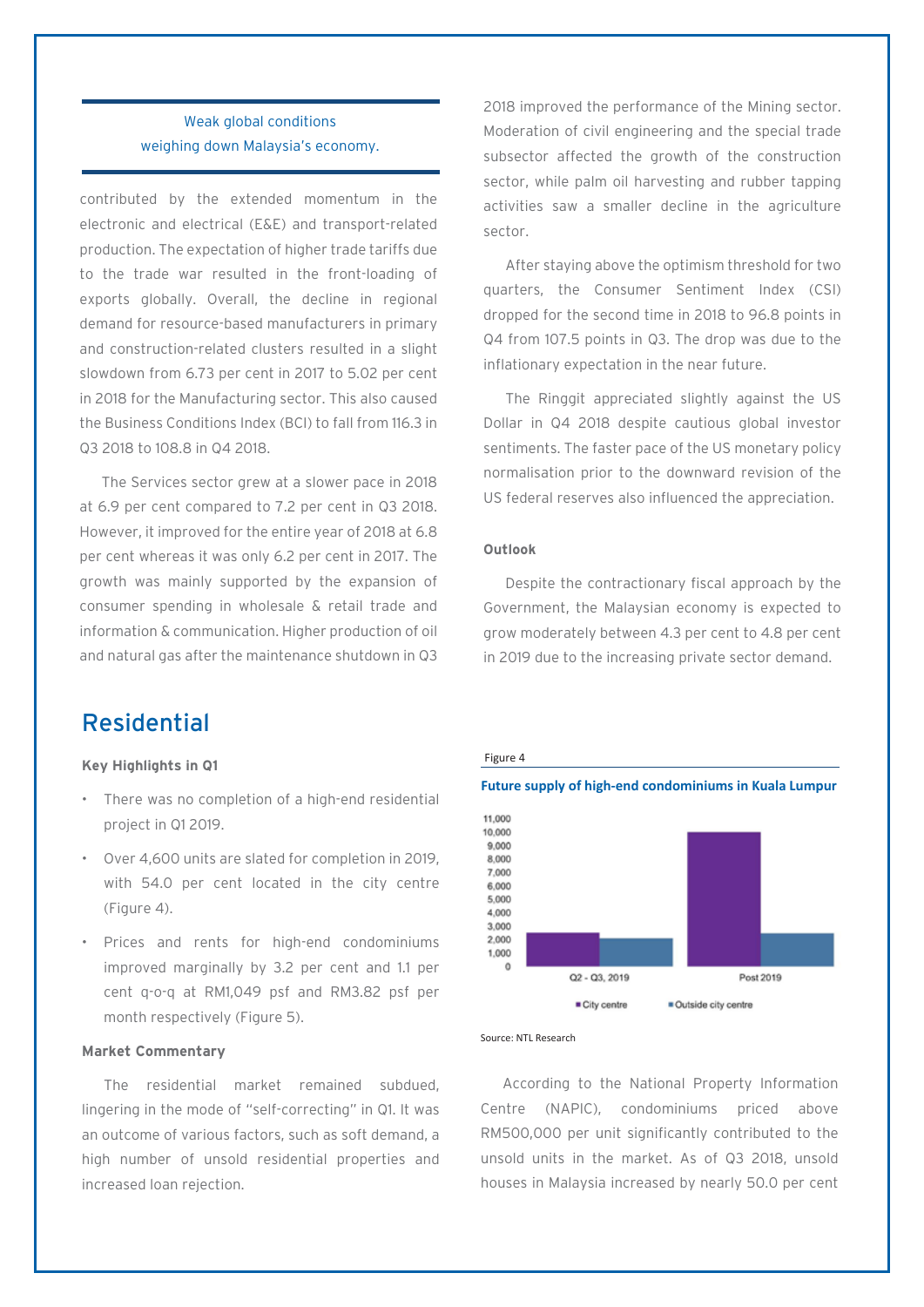Weak global conditions weighing down Malaysia's economy.

contributed by the extended momentum in the electronic and electrical (E&E) and transport-related production. The expectation of higher trade tariffs due to the trade war resulted in the front-loading of exports globally. Overall, the decline in regional demand for resource-based manufacturers in primary and construction-related clusters resulted in a slight slowdown from 6.73 per cent in 2017 to 5.02 per cent in 2018 for the Manufacturing sector. This also caused the Business Conditions Index (BCI) to fall from 116.3 in Q3 2018 to 108.8 in Q4 2018.

The Services sector grew at a slower pace in 2018 at 6.9 per cent compared to 7.2 per cent in Q3 2018. However, it improved for the entire year of 2018 at 6.8 per cent whereas it was only 6.2 per cent in 2017. The growth was mainly supported by the expansion of consumer spending in wholesale & retail trade and information & communication. Higher production of oil and natural gas after the maintenance shutdown in Q3 2018 improved the performance of the Mining sector. Moderation of civil engineering and the special trade subsector affected the growth of the construction sector, while palm oil harvesting and rubber tapping activities saw a smaller decline in the agriculture sector.

After staying above the optimism threshold for two quarters, the Consumer Sentiment Index (CSI) dropped for the second time in 2018 to 96.8 points in Q4 from 107.5 points in Q3. The drop was due to the inflationary expectation in the near future.

The Ringgit appreciated slightly against the US Dollar in Q4 2018 despite cautious global investor sentiments. The faster pace of the US monetary policy normalisation prior to the downward revision of the US federal reserves also influenced the appreciation.

**Outlook**

Despite the contractionary fiscal approach by the Government, the Malaysian economy is expected to grow moderately between 4.3 per cent to 4.8 per cent in 2019 due to the increasing private sector demand.

# Residential

**Key Highlights in Q1**

- There was no completion of a high-end residential project in Q1 2019.
- Over 4,600 units are slated for completion in 2019, with 54.0 per cent located in the city centre (Figure 4).
- Prices and rents for high-end condominiums improved marginally by 3.2 per cent and 1.1 per cent q-o-q at RM1,049 psf and RM3.82 psf per month respectively (Figure 5).

**Market Commentary**

The residential market remained subdued, lingering in the mode of "self-correcting" in Q1. It was an outcome of various factors, such as soft demand, a high number of unsold residential properties and increased loan rejection.

Figure 4

**Future supply of high-end condominiums in Kuala Lumpur**

| | City centre | Outside city centre |
|---|---|---|
| Q2 - Q3, 2019 | ~2,500 | ~2,100 |
| Post 2019 | ~10,000 | ~2,500 |

Source: NTL Research

According to the National Property Information Centre (NAPIC), condominiums priced above RM500,000 per unit significantly contributed to the unsold units in the market. As of Q3 2018, unsold houses in Malaysia increased by nearly 50.0 per cent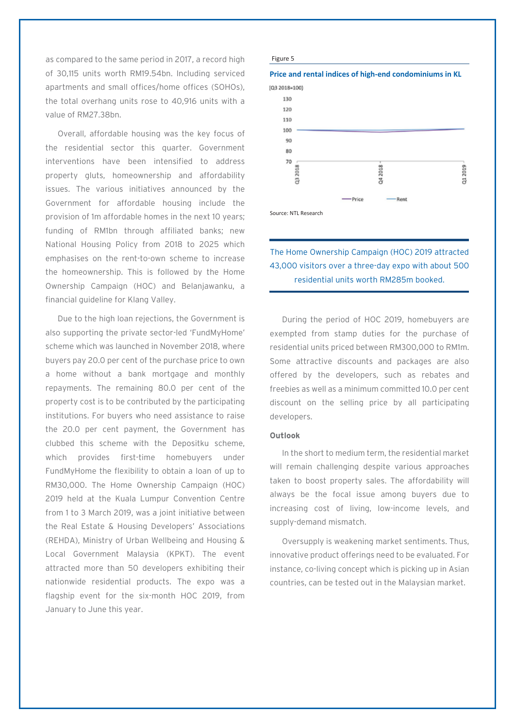as compared to the same period in 2017, a record high of 30,115 units worth RM19.54bn. Including serviced apartments and small offices/home offices (SOHOs), the total overhang units rose to 40,916 units with a value of RM27.38bn.

Overall, affordable housing was the key focus of the residential sector this quarter. Government interventions have been intensified to address property gluts, homeownership and affordability issues. The various initiatives announced by the Government for affordable housing include the provision of 1m affordable homes in the next 10 years; funding of RM1bn through affiliated banks; new National Housing Policy from 2018 to 2025 which emphasises on the rent-to-own scheme to increase the homeownership. This is followed by the Home Ownership Campaign (HOC) and Belanjawanku, a financial guideline for Klang Valley.

Due to the high loan rejections, the Government is also supporting the private sector-led 'FundMyHome' scheme which was launched in November 2018, where buyers pay 20.0 per cent of the purchase price to own a home without a bank mortgage and monthly repayments. The remaining 80.0 per cent of the property cost is to be contributed by the participating institutions. For buyers who need assistance to raise the 20.0 per cent payment, the Government has clubbed this scheme with the Deposit­ku scheme, which provides first-time homebuyers under FundMyHome the flexibility to obtain a loan of up to RM30,000. The Home Ownership Campaign (HOC) 2019 held at the Kuala Lumpur Convention Centre from 1 to 3 March 2019, was a joint initiative between the Real Estate & Housing Developers' Associations (REHDA), Ministry of Urban Wellbeing and Housing & Local Government Malaysia (KPKT). The event attracted more than 50 developers exhibiting their nationwide residential products. The expo was a flagship event for the six-month HOC 2019, from January to June this year.

Figure 5

**Price and rental indices of high-end condominiums in KL**

(Q3 2018=100)

Source: NTL Research

> The Home Ownership Campaign (HOC) 2019 attracted 43,000 visitors over a three-day expo with about 500 residential units worth RM285m booked.

During the period of HOC 2019, homebuyers are exempted from stamp duties for the purchase of residential units priced between RM300,000 to RM1m. Some attractive discounts and packages are also offered by the developers, such as rebates and freebies as well as a minimum committed 10.0 per cent discount on the selling price by all participating developers.

**Outlook**

In the short to medium term, the residential market will remain challenging despite various approaches taken to boost property sales. The affordability will always be the focal issue among buyers due to increasing cost of living, low-income levels, and supply-demand mismatch.

Oversupply is weakening market sentiments. Thus, innovative product offerings need to be evaluated. For instance, co-living concept which is picking up in Asian countries, can be tested out in the Malaysian market.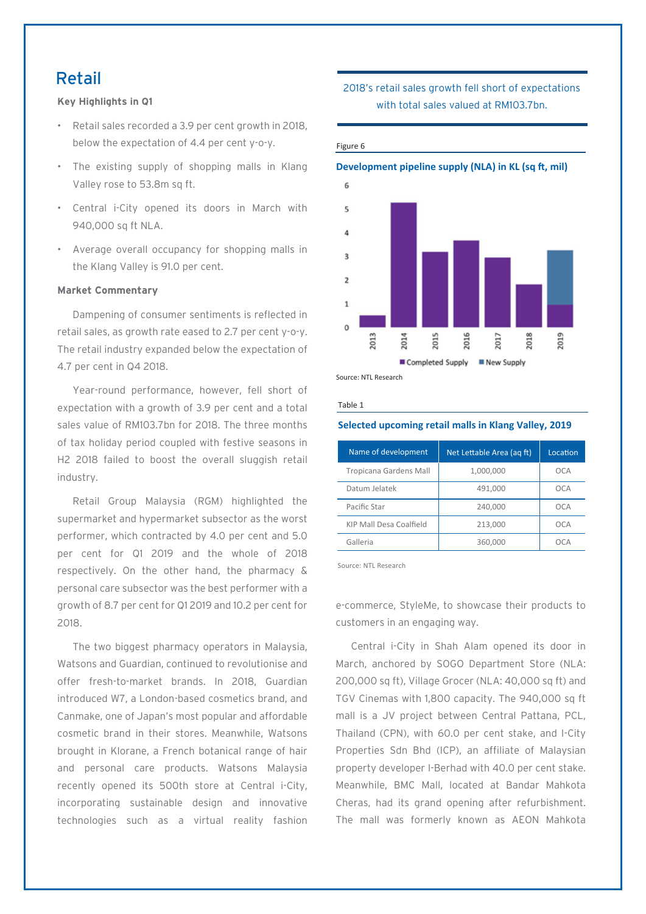# Retail

**Key Highlights in Q1**

- Retail sales recorded a 3.9 per cent growth in 2018, below the expectation of 4.4 per cent y-o-y.
- The existing supply of shopping malls in Klang Valley rose to 53.8m sq ft.
- Central i-City opened its doors in March with 940,000 sq ft NLA.
- Average overall occupancy for shopping malls in the Klang Valley is 91.0 per cent.

**Market Commentary**

Dampening of consumer sentiments is reflected in retail sales, as growth rate eased to 2.7 per cent y-o-y. The retail industry expanded below the expectation of 4.7 per cent in Q4 2018.

Year-round performance, however, fell short of expectation with a growth of 3.9 per cent and a total sales value of RM103.7bn for 2018. The three months of tax holiday period coupled with festive seasons in H2 2018 failed to boost the overall sluggish retail industry.

Retail Group Malaysia (RGM) highlighted the supermarket and hypermarket subsector as the worst performer, which contracted by 4.0 per cent and 5.0 per cent for Q1 2019 and the whole of 2018 respectively. On the other hand, the pharmacy & personal care subsector was the best performer with a growth of 8.7 per cent for Q1 2019 and 10.2 per cent for 2018.

The two biggest pharmacy operators in Malaysia, Watsons and Guardian, continued to revolutionise and offer fresh-to-market brands. In 2018, Guardian introduced W7, a London-based cosmetics brand, and Canmake, one of Japan's most popular and affordable cosmetic brand in their stores. Meanwhile, Watsons brought in Klorane, a French botanical range of hair and personal care products. Watsons Malaysia recently opened its 500th store at Central i-City, incorporating sustainable design and innovative technologies such as a virtual reality fashion e-commerce, StyleMe, to showcase their products to customers in an engaging way.

Central i-City in Shah Alam opened its door in March, anchored by SOGO Department Store (NLA: 200,000 sq ft), Village Grocer (NLA: 40,000 sq ft) and TGV Cinemas with 1,800 capacity. The 940,000 sq ft mall is a JV project between Central Pattana, PCL, Thailand (CPN), with 60.0 per cent stake, and I-City Properties Sdn Bhd (ICP), an affiliate of Malaysian property developer I-Berhad with 40.0 per cent stake. Meanwhile, BMC Mall, located at Bandar Mahkota Cheras, had its grand opening after refurbishment. The mall was formerly known as AEON Mahkota

2018's retail sales growth fell short of expectations with total sales valued at RM103.7bn.

Figure 6

**Development pipeline supply (NLA) in KL (sq ft, mil)**

| Year | Completed Supply | New Supply |
|---|---|---|
| 2013 | 0.5 | |
| 2014 | 5.3 | |
| 2015 | 3.2 | |
| 2016 | 3.7 | |
| 2017 | 2.9 | |
| 2018 | 1.8 | |
| 2019 | 0.9 | 2.4 |

Source: NTL Research

Table 1

**Selected upcoming retail malls in Klang Valley, 2019**

| Name of development | Net Lettable Area (aq ft) | Location |
|---|---|---|
| Tropicana Gardens Mall | 1,000,000 | OCA |
| Datum Jelatek | 491,000 | OCA |
| Pacific Star | 240,000 | OCA |
| KIP Mall Desa Coalfield | 213,000 | OCA |
| Galleria | 360,000 | OCA |

Source: NTL Research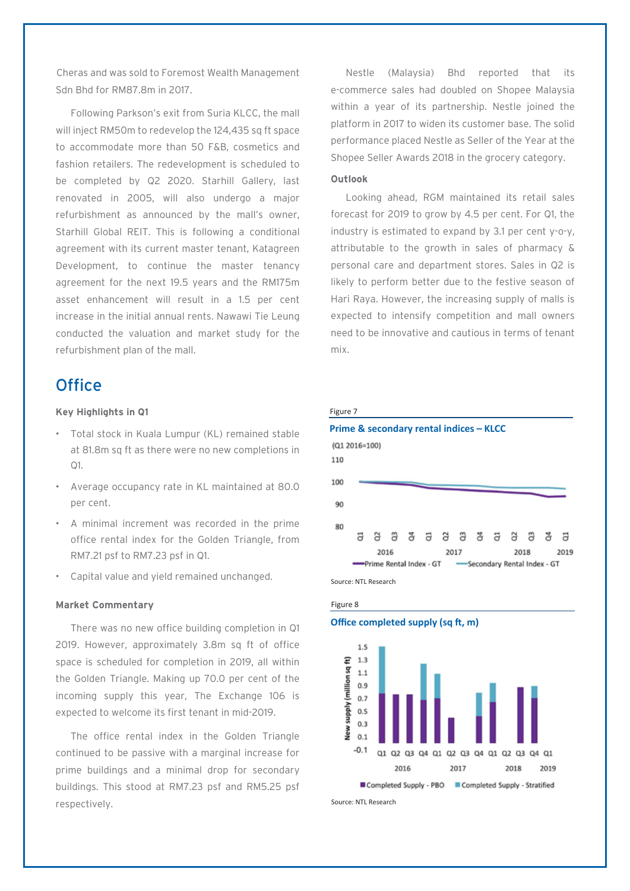Cheras and was sold to Foremost Wealth Management Sdn Bhd for RM87.8m in 2017.

Following Parkson's exit from Suria KLCC, the mall will inject RM50m to redevelop the 124,435 sq ft space to accommodate more than 50 F&B, cosmetics and fashion retailers. The redevelopment is scheduled to be completed by Q2 2020. Starhill Gallery, last renovated in 2005, will also undergo a major refurbishment as announced by the mall's owner, Starhill Global REIT. This is following a conditional agreement with its current master tenant, Katagreen Development, to continue the master tenancy agreement for the next 19.5 years and the RM175m asset enhancement will result in a 1.5 per cent increase in the initial annual rents. Nawawi Tie Leung conducted the valuation and market study for the refurbishment plan of the mall.

Nestle (Malaysia) Bhd reported that its e-commerce sales had doubled on Shopee Malaysia within a year of its partnership. Nestle joined the platform in 2017 to widen its customer base. The solid performance placed Nestle as Seller of the Year at the Shopee Seller Awards 2018 in the grocery category.

**Outlook**

Looking ahead, RGM maintained its retail sales forecast for 2019 to grow by 4.5 per cent. For Q1, the industry is estimated to expand by 3.1 per cent y-o-y, attributable to the growth in sales of pharmacy & personal care and department stores. Sales in Q2 is likely to perform better due to the festive season of Hari Raya. However, the increasing supply of malls is expected to intensify competition and mall owners need to be innovative and cautious in terms of tenant mix.

## Office

**Key Highlights in Q1**

- Total stock in Kuala Lumpur (KL) remained stable at 81.8m sq ft as there were no new completions in Q1.
- Average occupancy rate in KL maintained at 80.0 per cent.
- A minimal increment was recorded in the prime office rental index for the Golden Triangle, from RM7.21 psf to RM7.23 psf in Q1.
- Capital value and yield remained unchanged.

**Market Commentary**

There was no new office building completion in Q1 2019. However, approximately 3.8m sq ft of office space is scheduled for completion in 2019, all within the Golden Triangle. Making up 70.0 per cent of the incoming supply this year, The Exchange 106 is expected to welcome its first tenant in mid-2019.

The office rental index in the Golden Triangle continued to be passive with a marginal increase for prime buildings and a minimal drop for secondary buildings. This stood at RM7.23 psf and RM5.25 psf respectively.

Figure 7

**Prime & secondary rental indices – KLCC**

(Q1 2016=100)

Source: NTL Research

Figure 8

**Office completed supply (sq ft, m)**

Source: NTL Research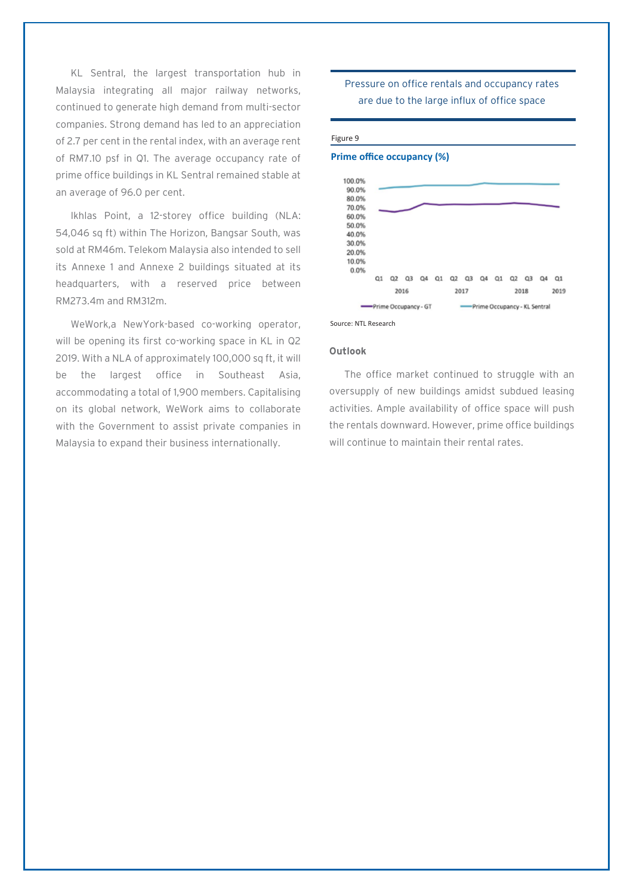KL Sentral, the largest transportation hub in Malaysia integrating all major railway networks, continued to generate high demand from multi-sector companies. Strong demand has led to an appreciation of 2.7 per cent in the rental index, with an average rent of RM7.10 psf in Q1. The average occupancy rate of prime office buildings in KL Sentral remained stable at an average of 96.0 per cent.

Ikhlas Point, a 12-storey office building (NLA: 54,046 sq ft) within The Horizon, Bangsar South, was sold at RM46m. Telekom Malaysia also intended to sell its Annexe 1 and Annexe 2 buildings situated at its headquarters, with a reserved price between RM273.4m and RM312m.

WeWork,a NewYork-based co-working operator, will be opening its first co-working space in KL in Q2 2019. With a NLA of approximately 100,000 sq ft, it will be the largest office in Southeast Asia, accommodating a total of 1,900 members. Capitalising on its global network, WeWork aims to collaborate with the Government to assist private companies in Malaysia to expand their business internationally.

Pressure on office rentals and occupancy rates are due to the large influx of office space

Figure 9

**Prime office occupancy (%)**

Source: NTL Research

### Outlook

The office market continued to struggle with an oversupply of new buildings amidst subdued leasing activities. Ample availability of office space will push the rentals downward. However, prime office buildings will continue to maintain their rental rates.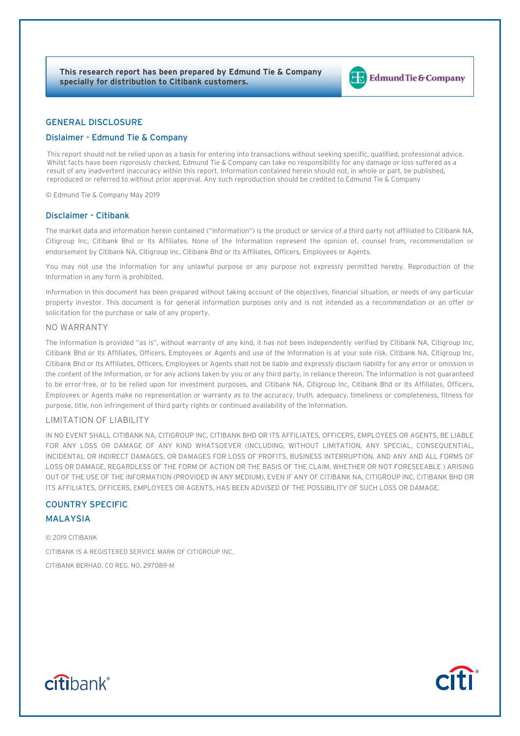**This research report has been prepared by Edmund Tie & Company specially for distribution to Citibank customers.**

Edmund Tie & Company

## GENERAL DISCLOSURE

### Dislaimer - Edmund Tie & Company

This report should not be relied upon as a basis for entering into transactions without seeking specific, qualified, professional advice. Whilst facts have been rigorously checked, Edmund Tie & Company can take no responsibility for any damage or loss suffered as a result of any inadvertent inaccuracy within this report. Information contained herein should not, in whole or part, be published, reproduced or referred to without prior approval. Any such reproduction should be credited to Edmund Tie & Company

© Edmund Tie & Company May 2019

### Disclaimer - Citibank

The market data and information herein contained ("Information") is the product or service of a third party not affiliated to Citibank NA, Citigroup Inc, Citibank Bhd or Its Affiliates. None of the Information represent the opinion of, counsel from, recommendation or endorsement by Citibank NA, Citigroup Inc, Citibank Bhd or Its Affiliates, Officers, Employees or Agents.

You may not use the Information for any unlawful purpose or any purpose not expressly permitted hereby. Reproduction of the Information in any form is prohibited.

Information in this document has been prepared without taking account of the objectives, financial situation, or needs of any particular property investor. This document is for general information purposes only and is not intended as a recommendation or an offer or solicitation for the purchase or sale of any property.

#### NO WARRANTY

The Information is provided "as is", without warranty of any kind, it has not been independently verified by Citibank NA, Citigroup Inc, Citibank Bhd or Its Affiliates, Officers, Employees or Agents and use of the Information is at your sole risk. Citibank NA, Citigroup Inc, Citibank Bhd or Its Affiliates, Officers, Employees or Agents shall not be liable and expressly disclaim liability for any error or omission in the content of the Information, or for any actions taken by you or any third party, in reliance thereon. The Information is not guaranteed to be error-free, or to be relied upon for investment purposes, and Citibank NA, Citigroup Inc, Citibank Bhd or Its Affiliates, Officers, Employees or Agents make no representation or warranty as to the accuracy, truth, adequacy, timeliness or completeness, fitness for purpose, title, non infringement of third party rights or continued availability of the Information.

#### LIMITATION OF LIABILITY

IN NO EVENT SHALL CITIBANK NA, CITIGROUP INC, CITIBANK BHD OR ITS AFFILIATES, OFFICERS, EMPLOYEES OR AGENTS, BE LIABLE FOR ANY LOSS OR DAMAGE OF ANY KIND WHATSOEVER (INCLUDING, WITHOUT LIMITATION, ANY SPECIAL, CONSEQUENTIAL, INCIDENTAL OR INDIRECT DAMAGES, OR DAMAGES FOR LOSS OF PROFITS, BUSINESS INTERRUPTION, AND ANY AND ALL FORMS OF LOSS OR DAMAGE, REGARDLESS OF THE FORM OF ACTION OR THE BASIS OF THE CLAIM, WHETHER OR NOT FORESEEABLE ) ARISING OUT OF THE USE OF THE INFORMATION (PROVIDED IN ANY MEDIUM), EVEN IF ANY OF CITIBANK NA, CITIGROUP INC, CITIBANK BHD OR ITS AFFILIATES, OFFICERS, EMPLOYEES OR AGENTS, HAS BEEN ADVISED OF THE POSSIBILITY OF SUCH LOSS OR DAMAGE.

## COUNTRY SPECIFIC

### MALAYSIA

© 2019 CITIBANK

CITIBANK IS A REGISTERED SERVICE MARK OF CITIGROUP INC.

CITIBANK BERHAD. CO REG. NO. 297089-M